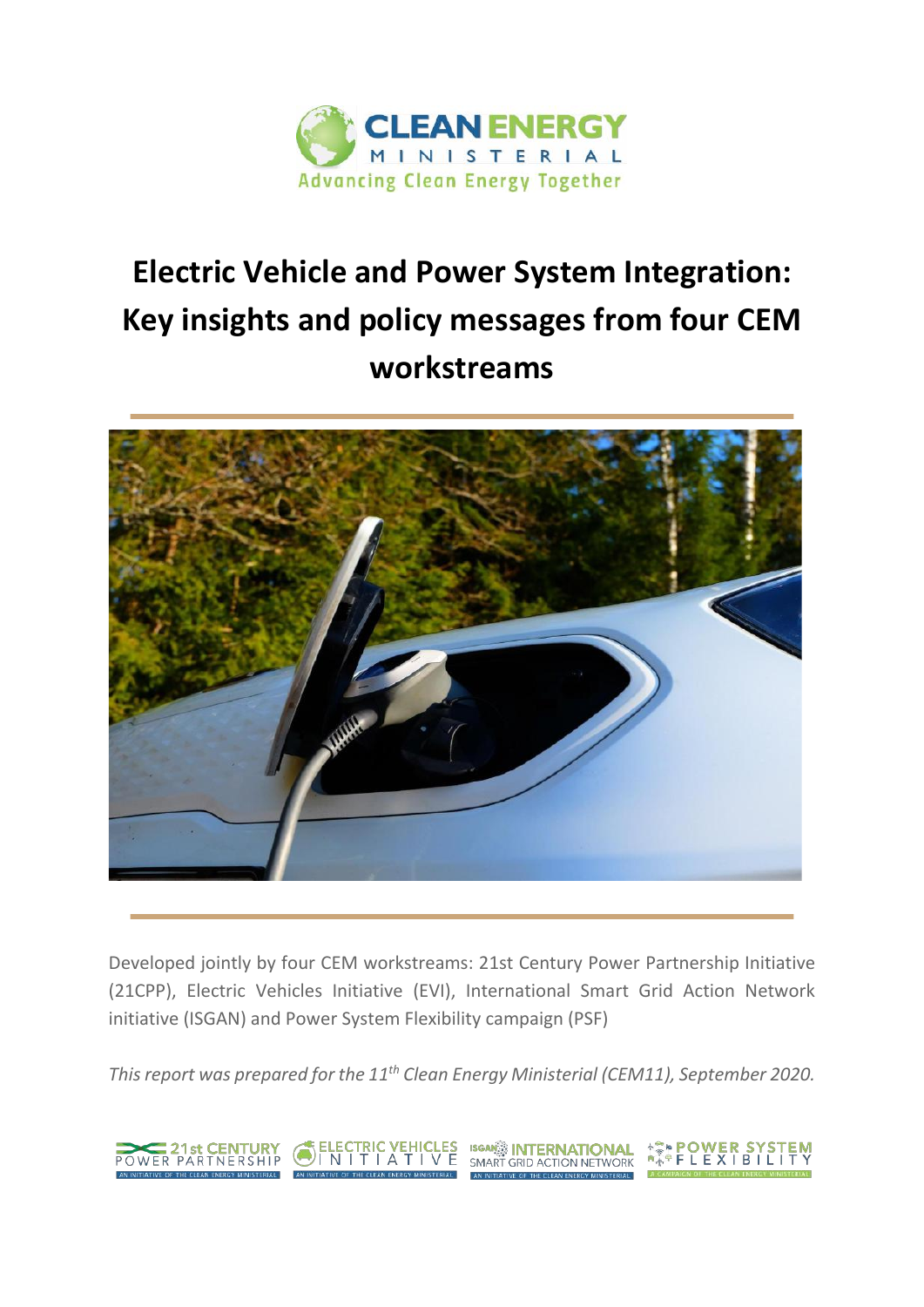# Electric Vehicle and Power System Integration: Key insights and policy messages from four CEM workstreams

Developed jointly by four CEM workstreams: 21st Century Power Partnership Initiative (21CPP), Electric Vehicles Initiative (EVI), International Smart Grid Action Network initiative (ISGAN) and Power System Flexibility campaign (PSF)

*This report was prepared for the 11th Clean Energy Ministerial (CEM11), September 2020.*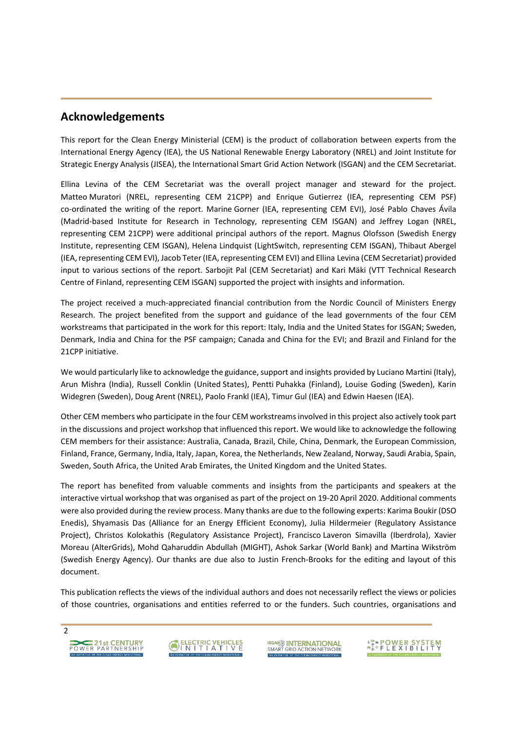## Acknowledgements

This report for the Clean Energy Ministerial (CEM) is the product of collaboration between experts from the International Energy Agency (IEA), the US National Renewable Energy Laboratory (NREL) and Joint Institute for Strategic Energy Analysis (JISEA), the International Smart Grid Action Network (ISGAN) and the CEM Secretariat.

Ellina Levina of the CEM Secretariat was the overall project manager and steward for the project. Matteo Muratori (NREL, representing CEM 21CPP) and Enrique Gutierrez (IEA, representing CEM PSF) co-ordinated the writing of the report. Marine Gorner (IEA, representing CEM EVI), José Pablo Chaves Ávila (Madrid-based Institute for Research in Technology, representing CEM ISGAN) and Jeffrey Logan (NREL, representing CEM 21CPP) were additional principal authors of the report. Magnus Olofsson (Swedish Energy Institute, representing CEM ISGAN), Helena Lindquist (LightSwitch, representing CEM ISGAN), Thibaut Abergel (IEA, representing CEM EVI), Jacob Teter (IEA, representing CEM EVI) and Ellina Levina (CEM Secretariat) provided input to various sections of the report. Sarbojit Pal (CEM Secretariat) and Kari Mäki (VTT Technical Research Centre of Finland, representing CEM ISGAN) supported the project with insights and information.

The project received a much-appreciated financial contribution from the Nordic Council of Ministers Energy Research. The project benefited from the support and guidance of the lead governments of the four CEM workstreams that participated in the work for this report: Italy, India and the United States for ISGAN; Sweden, Denmark, India and China for the PSF campaign; Canada and China for the EVI; and Brazil and Finland for the 21CPP initiative.

We would particularly like to acknowledge the guidance, support and insights provided by Luciano Martini (Italy), Arun Mishra (India), Russell Conklin (United States), Pentti Puhakka (Finland), Louise Goding (Sweden), Karin Widegren (Sweden), Doug Arent (NREL), Paolo Frankl (IEA), Timur Gul (IEA) and Edwin Haesen (IEA).

Other CEM members who participate in the four CEM workstreams involved in this project also actively took part in the discussions and project workshop that influenced this report. We would like to acknowledge the following CEM members for their assistance: Australia, Canada, Brazil, Chile, China, Denmark, the European Commission, Finland, France, Germany, India, Italy, Japan, Korea, the Netherlands, New Zealand, Norway, Saudi Arabia, Spain, Sweden, South Africa, the United Arab Emirates, the United Kingdom and the United States.

The report has benefited from valuable comments and insights from the participants and speakers at the interactive virtual workshop that was organised as part of the project on 19-20 April 2020. Additional comments were also provided during the review process. Many thanks are due to the following experts: Karima Boukir (DSO Enedis), Shyamasis Das (Alliance for an Energy Efficient Economy), Julia Hildermeier (Regulatory Assistance Project), Christos Kolokathis (Regulatory Assistance Project), Francisco Laveron Simavilla (Iberdrola), Xavier Moreau (AlterGrids), Mohd Qaharuddin Abdullah (MIGHT), Ashok Sarkar (World Bank) and Martina Wikström (Swedish Energy Agency). Our thanks are due also to Justin French-Brooks for the editing and layout of this document.

This publication reflects the views of the individual authors and does not necessarily reflect the views or policies of those countries, organisations and entities referred to or the funders. Such countries, organisations and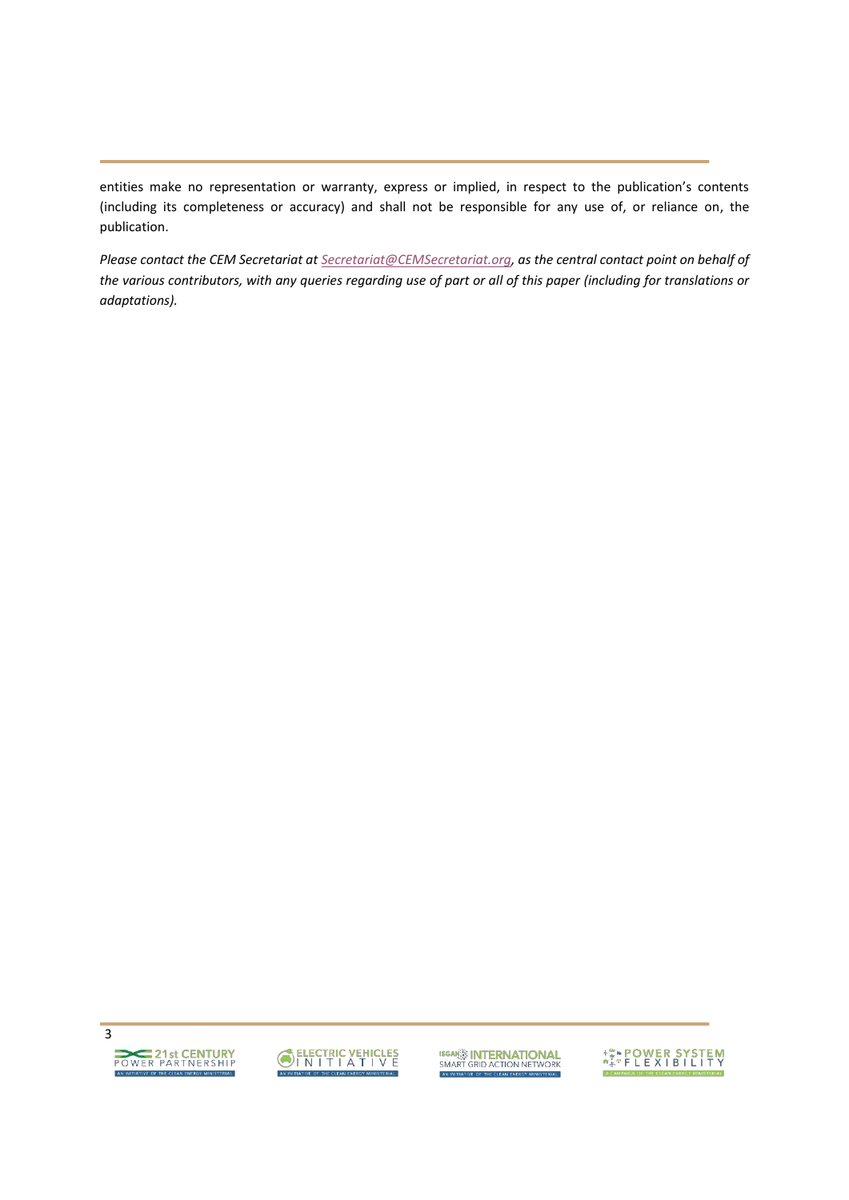entities make no representation or warranty, express or implied, in respect to the publication's contents (including its completeness or accuracy) and shall not be responsible for any use of, or reliance on, the publication.

*Please contact the CEM Secretariat at [Secretariat@CEMSecretariat.org](mailto:Secretariat@CEMSecretariat.org), as the central contact point on behalf of the various contributors, with any queries regarding use of part or all of this paper (including for translations or adaptations).*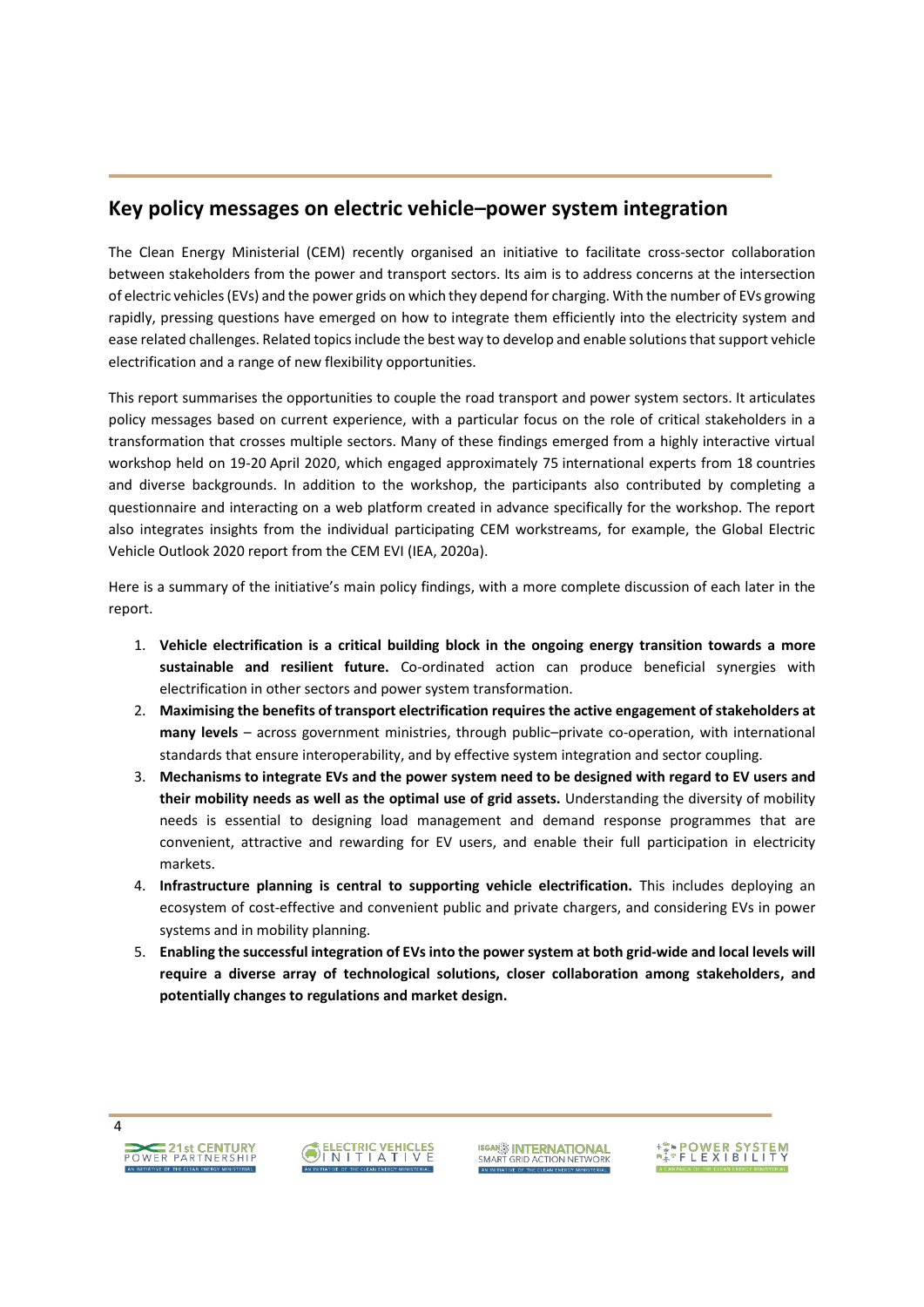## Key policy messages on electric vehicle–power system integration

The Clean Energy Ministerial (CEM) recently organised an initiative to facilitate cross-sector collaboration between stakeholders from the power and transport sectors. Its aim is to address concerns at the intersection of electric vehicles (EVs) and the power grids on which they depend for charging. With the number of EVs growing rapidly, pressing questions have emerged on how to integrate them efficiently into the electricity system and ease related challenges. Related topics include the best way to develop and enable solutions that support vehicle electrification and a range of new flexibility opportunities.

This report summarises the opportunities to couple the road transport and power system sectors. It articulates policy messages based on current experience, with a particular focus on the role of critical stakeholders in a transformation that crosses multiple sectors. Many of these findings emerged from a highly interactive virtual workshop held on 19-20 April 2020, which engaged approximately 75 international experts from 18 countries and diverse backgrounds. In addition to the workshop, the participants also contributed by completing a questionnaire and interacting on a web platform created in advance specifically for the workshop. The report also integrates insights from the individual participating CEM workstreams, for example, the Global Electric Vehicle Outlook 2020 report from the CEM EVI (IEA, 2020a).

Here is a summary of the initiative's main policy findings, with a more complete discussion of each later in the report.

1. **Vehicle electrification is a critical building block in the ongoing energy transition towards a more sustainable and resilient future.** Co-ordinated action can produce beneficial synergies with electrification in other sectors and power system transformation.
2. **Maximising the benefits of transport electrification requires the active engagement of stakeholders at many levels** – across government ministries, through public–private co-operation, with international standards that ensure interoperability, and by effective system integration and sector coupling.
3. **Mechanisms to integrate EVs and the power system need to be designed with regard to EV users and their mobility needs as well as the optimal use of grid assets.** Understanding the diversity of mobility needs is essential to designing load management and demand response programmes that are convenient, attractive and rewarding for EV users, and enable their full participation in electricity markets.
4. **Infrastructure planning is central to supporting vehicle electrification.** This includes deploying an ecosystem of cost-effective and convenient public and private chargers, and considering EVs in power systems and in mobility planning.
5. **Enabling the successful integration of EVs into the power system at both grid-wide and local levels will require a diverse array of technological solutions, closer collaboration among stakeholders, and potentially changes to regulations and market design.**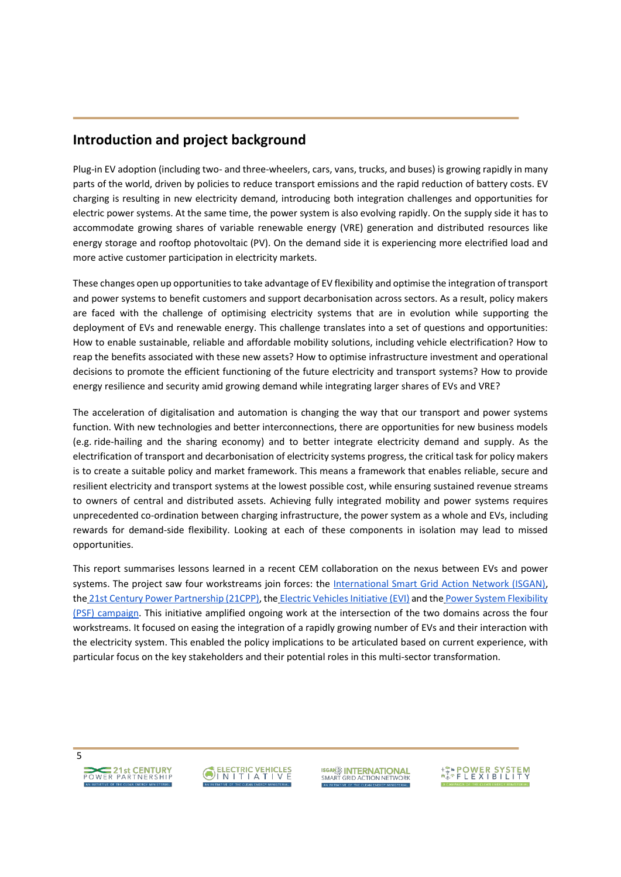## Introduction and project background

Plug-in EV adoption (including two- and three-wheelers, cars, vans, trucks, and buses) is growing rapidly in many parts of the world, driven by policies to reduce transport emissions and the rapid reduction of battery costs. EV charging is resulting in new electricity demand, introducing both integration challenges and opportunities for electric power systems. At the same time, the power system is also evolving rapidly. On the supply side it has to accommodate growing shares of variable renewable energy (VRE) generation and distributed resources like energy storage and rooftop photovoltaic (PV). On the demand side it is experiencing more electrified load and more active customer participation in electricity markets.

These changes open up opportunities to take advantage of EV flexibility and optimise the integration of transport and power systems to benefit customers and support decarbonisation across sectors. As a result, policy makers are faced with the challenge of optimising electricity systems that are in evolution while supporting the deployment of EVs and renewable energy. This challenge translates into a set of questions and opportunities: How to enable sustainable, reliable and affordable mobility solutions, including vehicle electrification? How to reap the benefits associated with these new assets? How to optimise infrastructure investment and operational decisions to promote the efficient functioning of the future electricity and transport systems? How to provide energy resilience and security amid growing demand while integrating larger shares of EVs and VRE?

The acceleration of digitalisation and automation is changing the way that our transport and power systems function. With new technologies and better interconnections, there are opportunities for new business models (e.g. ride-hailing and the sharing economy) and to better integrate electricity demand and supply. As the electrification of transport and decarbonisation of electricity systems progress, the critical task for policy makers is to create a suitable policy and market framework. This means a framework that enables reliable, secure and resilient electricity and transport systems at the lowest possible cost, while ensuring sustained revenue streams to owners of central and distributed assets. Achieving fully integrated mobility and power systems requires unprecedented co-ordination between charging infrastructure, the power system as a whole and EVs, including rewards for demand-side flexibility. Looking at each of these components in isolation may lead to missed opportunities.

This report summarises lessons learned in a recent CEM collaboration on the nexus between EVs and power systems. The project saw four workstreams join forces: the International Smart Grid Action Network (ISGAN), the 21st Century Power Partnership (21CPP), the Electric Vehicles Initiative (EVI) and the Power System Flexibility (PSF) campaign. This initiative amplified ongoing work at the intersection of the two domains across the four workstreams. It focused on easing the integration of a rapidly growing number of EVs and their interaction with the electricity system. This enabled the policy implications to be articulated based on current experience, with particular focus on the key stakeholders and their potential roles in this multi-sector transformation.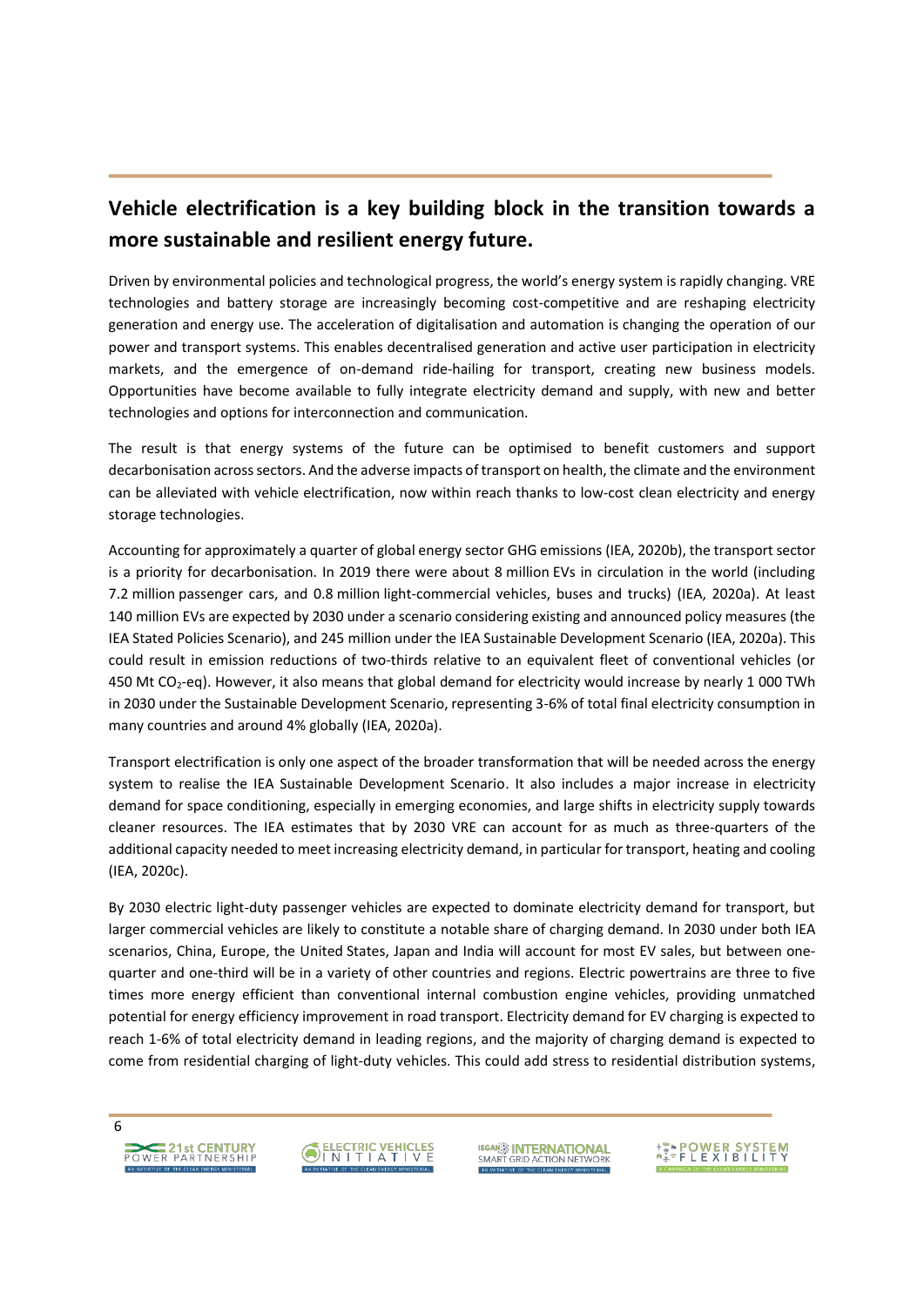## Vehicle electrification is a key building block in the transition towards a more sustainable and resilient energy future.

Driven by environmental policies and technological progress, the world's energy system is rapidly changing. VRE technologies and battery storage are increasingly becoming cost-competitive and are reshaping electricity generation and energy use. The acceleration of digitalisation and automation is changing the operation of our power and transport systems. This enables decentralised generation and active user participation in electricity markets, and the emergence of on-demand ride-hailing for transport, creating new business models. Opportunities have become available to fully integrate electricity demand and supply, with new and better technologies and options for interconnection and communication.

The result is that energy systems of the future can be optimised to benefit customers and support decarbonisation across sectors. And the adverse impacts of transport on health, the climate and the environment can be alleviated with vehicle electrification, now within reach thanks to low-cost clean electricity and energy storage technologies.

Accounting for approximately a quarter of global energy sector GHG emissions (IEA, 2020b), the transport sector is a priority for decarbonisation. In 2019 there were about 8 million EVs in circulation in the world (including 7.2 million passenger cars, and 0.8 million light-commercial vehicles, buses and trucks) (IEA, 2020a). At least 140 million EVs are expected by 2030 under a scenario considering existing and announced policy measures (the IEA Stated Policies Scenario), and 245 million under the IEA Sustainable Development Scenario (IEA, 2020a). This could result in emission reductions of two-thirds relative to an equivalent fleet of conventional vehicles (or 450 Mt $CO_2$-eq). However, it also means that global demand for electricity would increase by nearly 1 000 TWh in 2030 under the Sustainable Development Scenario, representing 3-6% of total final electricity consumption in many countries and around 4% globally (IEA, 2020a).

Transport electrification is only one aspect of the broader transformation that will be needed across the energy system to realise the IEA Sustainable Development Scenario. It also includes a major increase in electricity demand for space conditioning, especially in emerging economies, and large shifts in electricity supply towards cleaner resources. The IEA estimates that by 2030 VRE can account for as much as three-quarters of the additional capacity needed to meet increasing electricity demand, in particular for transport, heating and cooling (IEA, 2020c).

By 2030 electric light-duty passenger vehicles are expected to dominate electricity demand for transport, but larger commercial vehicles are likely to constitute a notable share of charging demand. In 2030 under both IEA scenarios, China, Europe, the United States, Japan and India will account for most EV sales, but between one-quarter and one-third will be in a variety of other countries and regions. Electric powertrains are three to five times more energy efficient than conventional internal combustion engine vehicles, providing unmatched potential for energy efficiency improvement in road transport. Electricity demand for EV charging is expected to reach 1-6% of total electricity demand in leading regions, and the majority of charging demand is expected to come from residential charging of light-duty vehicles. This could add stress to residential distribution systems,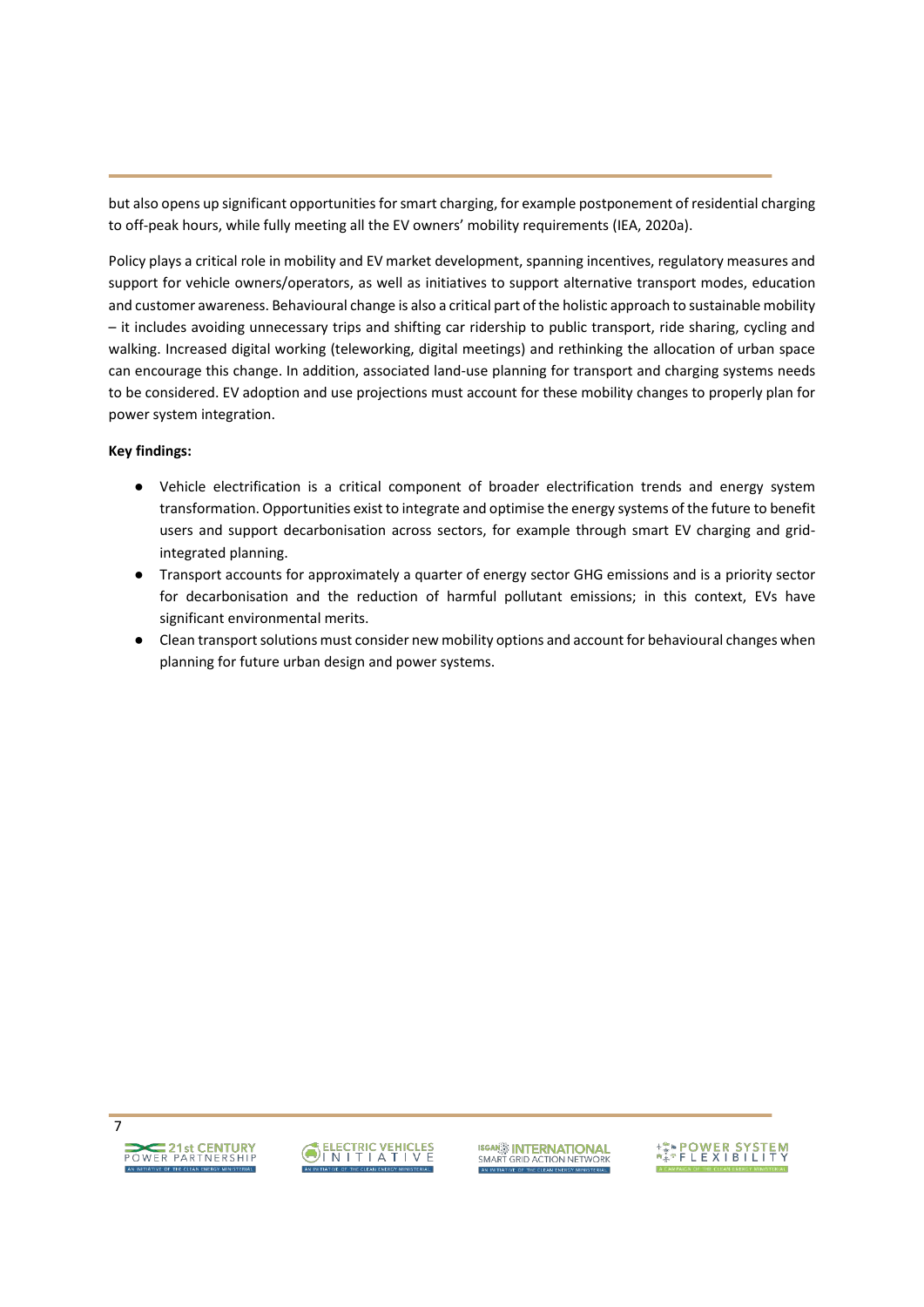but also opens up significant opportunities for smart charging, for example postponement of residential charging to off-peak hours, while fully meeting all the EV owners' mobility requirements (IEA, 2020a).

Policy plays a critical role in mobility and EV market development, spanning incentives, regulatory measures and support for vehicle owners/operators, as well as initiatives to support alternative transport modes, education and customer awareness. Behavioural change is also a critical part of the holistic approach to sustainable mobility – it includes avoiding unnecessary trips and shifting car ridership to public transport, ride sharing, cycling and walking. Increased digital working (teleworking, digital meetings) and rethinking the allocation of urban space can encourage this change. In addition, associated land-use planning for transport and charging systems needs to be considered. EV adoption and use projections must account for these mobility changes to properly plan for power system integration.

**Key findings:**

- Vehicle electrification is a critical component of broader electrification trends and energy system transformation. Opportunities exist to integrate and optimise the energy systems of the future to benefit users and support decarbonisation across sectors, for example through smart EV charging and grid-integrated planning.
- Transport accounts for approximately a quarter of energy sector GHG emissions and is a priority sector for decarbonisation and the reduction of harmful pollutant emissions; in this context, EVs have significant environmental merits.
- Clean transport solutions must consider new mobility options and account for behavioural changes when planning for future urban design and power systems.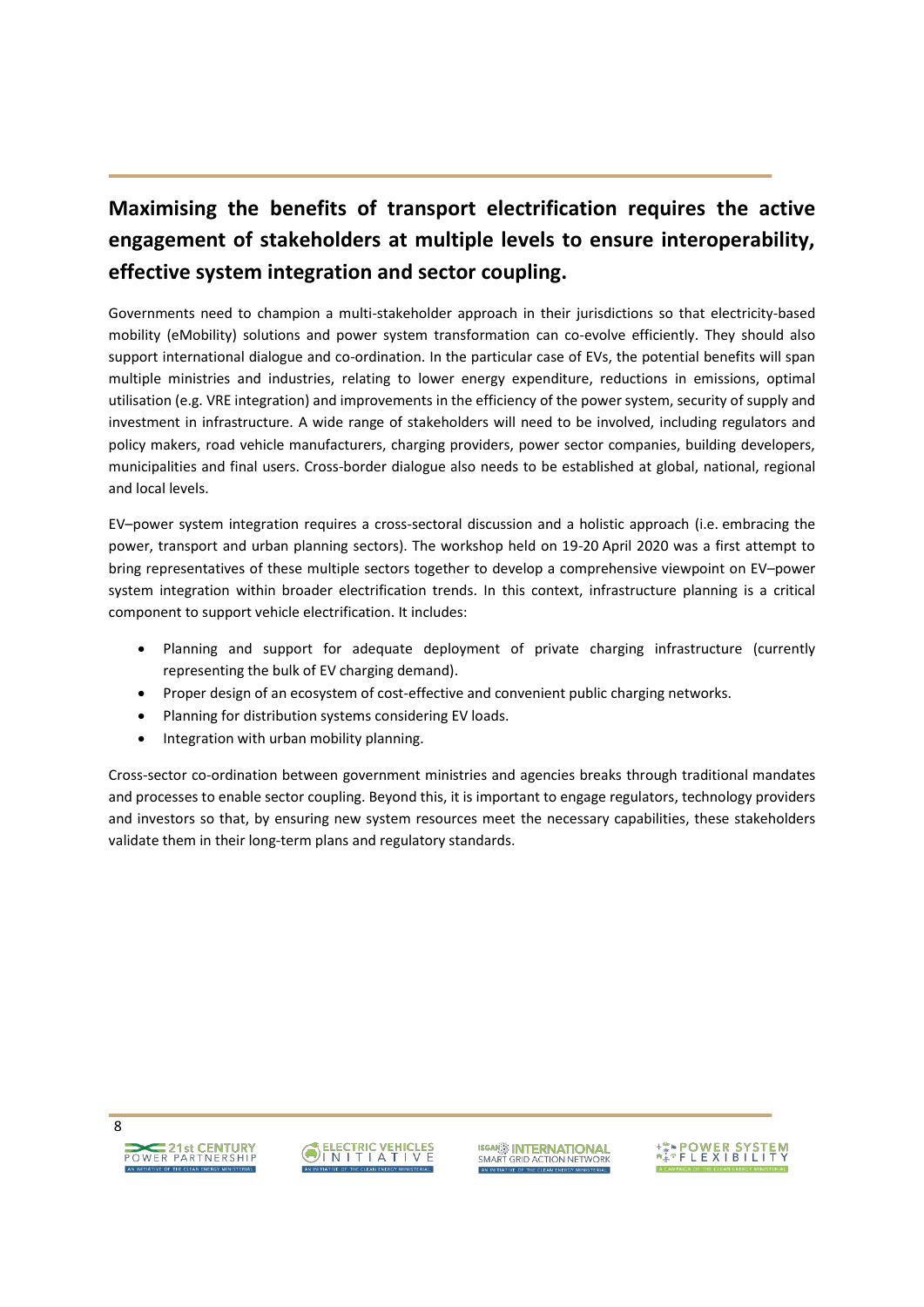## Maximising the benefits of transport electrification requires the active engagement of stakeholders at multiple levels to ensure interoperability, effective system integration and sector coupling.

Governments need to champion a multi-stakeholder approach in their jurisdictions so that electricity-based mobility (eMobility) solutions and power system transformation can co-evolve efficiently. They should also support international dialogue and co-ordination. In the particular case of EVs, the potential benefits will span multiple ministries and industries, relating to lower energy expenditure, reductions in emissions, optimal utilisation (e.g. VRE integration) and improvements in the efficiency of the power system, security of supply and investment in infrastructure. A wide range of stakeholders will need to be involved, including regulators and policy makers, road vehicle manufacturers, charging providers, power sector companies, building developers, municipalities and final users. Cross-border dialogue also needs to be established at global, national, regional and local levels.

EV–power system integration requires a cross-sectoral discussion and a holistic approach (i.e. embracing the power, transport and urban planning sectors). The workshop held on 19-20 April 2020 was a first attempt to bring representatives of these multiple sectors together to develop a comprehensive viewpoint on EV–power system integration within broader electrification trends. In this context, infrastructure planning is a critical component to support vehicle electrification. It includes:

- Planning and support for adequate deployment of private charging infrastructure (currently representing the bulk of EV charging demand).
- Proper design of an ecosystem of cost-effective and convenient public charging networks.
- Planning for distribution systems considering EV loads.
- Integration with urban mobility planning.

Cross-sector co-ordination between government ministries and agencies breaks through traditional mandates and processes to enable sector coupling. Beyond this, it is important to engage regulators, technology providers and investors so that, by ensuring new system resources meet the necessary capabilities, these stakeholders validate them in their long-term plans and regulatory standards.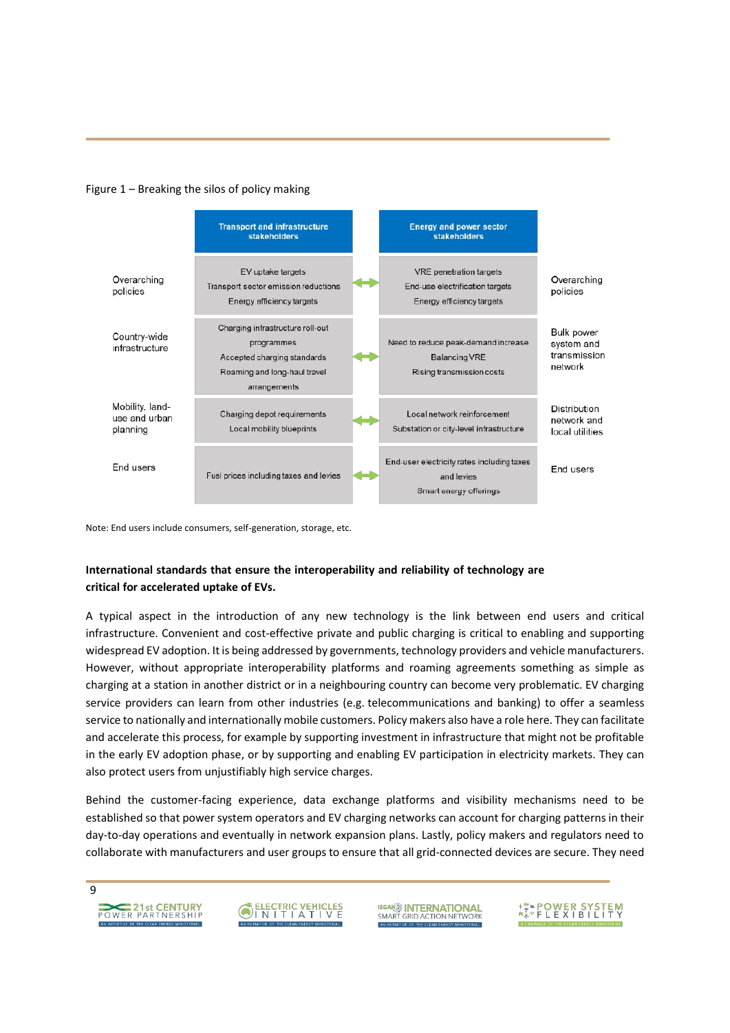Figure 1 – Breaking the silos of policy making

| | Transport and infrastructure stakeholders | | Energy and power sector stakeholders | |
|---|---|---|---|---|
| Overarching policies | EV uptake targets<br>Transport sector emission reductions<br>Energy efficiency targets | ↔ | VRE penetration targets<br>End-use electrification targets<br>Energy efficiency targets | Overarching policies |
| Country-wide infrastructure | Charging infrastructure roll-out programmes<br>Accepted charging standards<br>Roaming and long-haul travel arrangements | ↔ | Need to reduce peak-demand increase<br>Balancing VRE<br>Rising transmission costs | Bulk power system and transmission network |
| Mobility, land-use and urban planning | Charging depot requirements<br>Local mobility blueprints | ↔ | Local network reinforcement<br>Substation or city-level infrastructure | Distribution network and local utilities |
| End users | Fuel prices including taxes and levies | ↔ | End-user electricity rates including taxes and levies<br>Smart energy offerings | End users |

Note: End users include consumers, self-generation, storage, etc.

**International standards that ensure the interoperability and reliability of technology are critical for accelerated uptake of EVs.**

A typical aspect in the introduction of any new technology is the link between end users and critical infrastructure. Convenient and cost-effective private and public charging is critical to enabling and supporting widespread EV adoption. It is being addressed by governments, technology providers and vehicle manufacturers. However, without appropriate interoperability platforms and roaming agreements something as simple as charging at a station in another district or in a neighbouring country can become very problematic. EV charging service providers can learn from other industries (e.g. telecommunications and banking) to offer a seamless service to nationally and internationally mobile customers. Policy makers also have a role here. They can facilitate and accelerate this process, for example by supporting investment in infrastructure that might not be profitable in the early EV adoption phase, or by supporting and enabling EV participation in electricity markets. They can also protect users from unjustifiably high service charges.

Behind the customer-facing experience, data exchange platforms and visibility mechanisms need to be established so that power system operators and EV charging networks can account for charging patterns in their day-to-day operations and eventually in network expansion plans. Lastly, policy makers and regulators need to collaborate with manufacturers and user groups to ensure that all grid-connected devices are secure. They need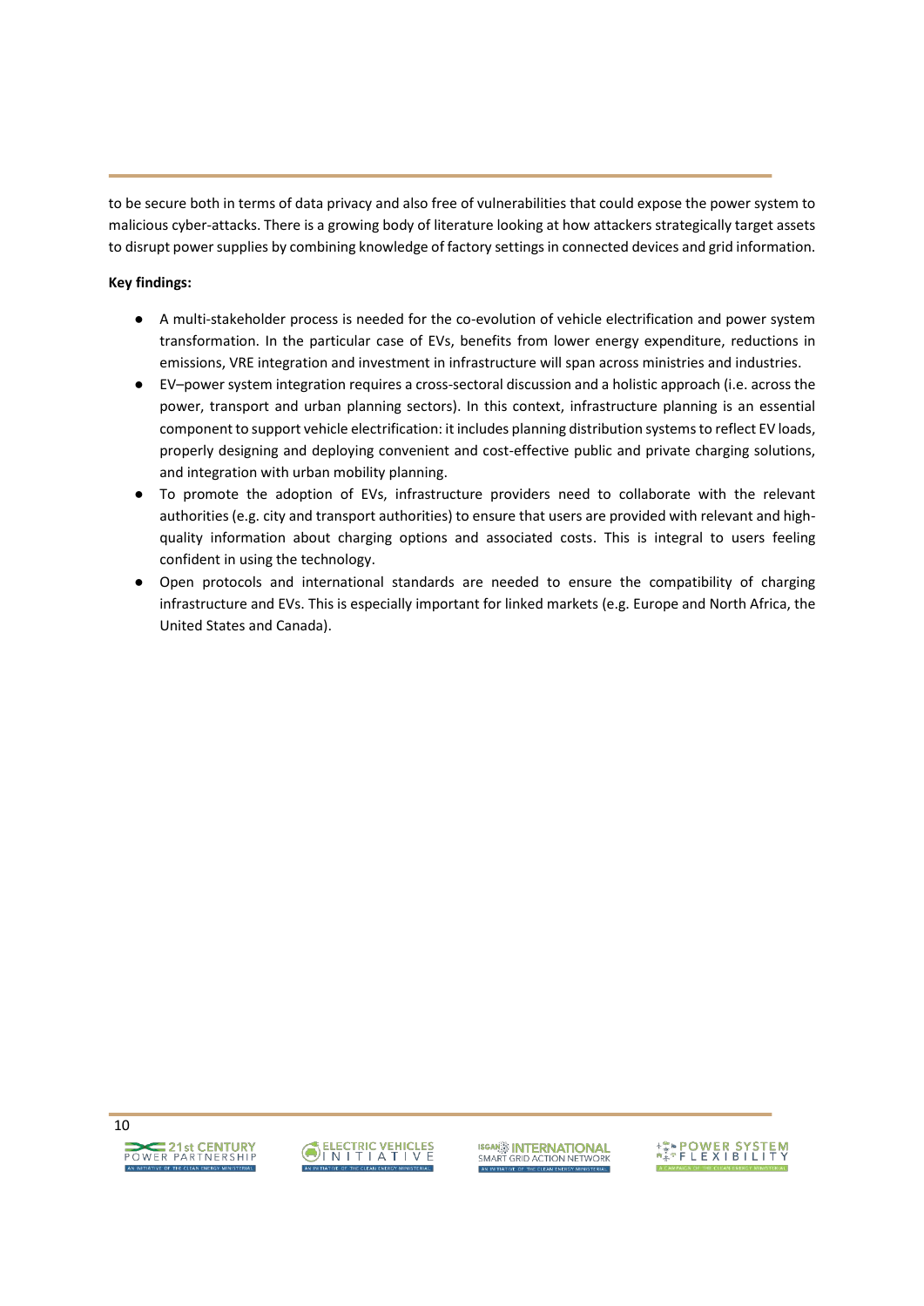to be secure both in terms of data privacy and also free of vulnerabilities that could expose the power system to malicious cyber-attacks. There is a growing body of literature looking at how attackers strategically target assets to disrupt power supplies by combining knowledge of factory settings in connected devices and grid information.

**Key findings:**

- A multi-stakeholder process is needed for the co-evolution of vehicle electrification and power system transformation. In the particular case of EVs, benefits from lower energy expenditure, reductions in emissions, VRE integration and investment in infrastructure will span across ministries and industries.
- EV–power system integration requires a cross-sectoral discussion and a holistic approach (i.e. across the power, transport and urban planning sectors). In this context, infrastructure planning is an essential component to support vehicle electrification: it includes planning distribution systems to reflect EV loads, properly designing and deploying convenient and cost-effective public and private charging solutions, and integration with urban mobility planning.
- To promote the adoption of EVs, infrastructure providers need to collaborate with the relevant authorities (e.g. city and transport authorities) to ensure that users are provided with relevant and high-quality information about charging options and associated costs. This is integral to users feeling confident in using the technology.
- Open protocols and international standards are needed to ensure the compatibility of charging infrastructure and EVs. This is especially important for linked markets (e.g. Europe and North Africa, the United States and Canada).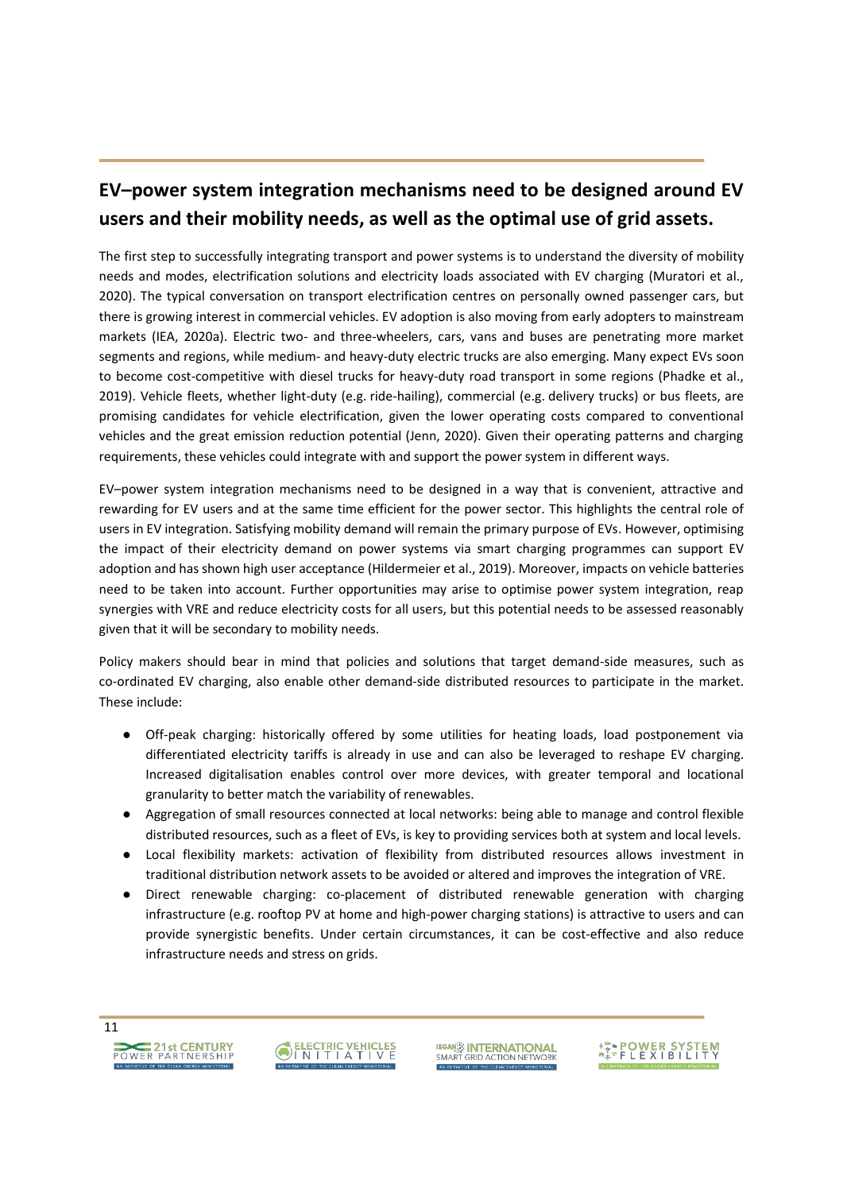## EV–power system integration mechanisms need to be designed around EV users and their mobility needs, as well as the optimal use of grid assets.

The first step to successfully integrating transport and power systems is to understand the diversity of mobility needs and modes, electrification solutions and electricity loads associated with EV charging (Muratori et al., 2020). The typical conversation on transport electrification centres on personally owned passenger cars, but there is growing interest in commercial vehicles. EV adoption is also moving from early adopters to mainstream markets (IEA, 2020a). Electric two- and three-wheelers, cars, vans and buses are penetrating more market segments and regions, while medium- and heavy-duty electric trucks are also emerging. Many expect EVs soon to become cost-competitive with diesel trucks for heavy-duty road transport in some regions (Phadke et al., 2019). Vehicle fleets, whether light-duty (e.g. ride-hailing), commercial (e.g. delivery trucks) or bus fleets, are promising candidates for vehicle electrification, given the lower operating costs compared to conventional vehicles and the great emission reduction potential (Jenn, 2020). Given their operating patterns and charging requirements, these vehicles could integrate with and support the power system in different ways.

EV–power system integration mechanisms need to be designed in a way that is convenient, attractive and rewarding for EV users and at the same time efficient for the power sector. This highlights the central role of users in EV integration. Satisfying mobility demand will remain the primary purpose of EVs. However, optimising the impact of their electricity demand on power systems via smart charging programmes can support EV adoption and has shown high user acceptance (Hildermeier et al., 2019). Moreover, impacts on vehicle batteries need to be taken into account. Further opportunities may arise to optimise power system integration, reap synergies with VRE and reduce electricity costs for all users, but this potential needs to be assessed reasonably given that it will be secondary to mobility needs.

Policy makers should bear in mind that policies and solutions that target demand-side measures, such as co-ordinated EV charging, also enable other demand-side distributed resources to participate in the market. These include:

- Off-peak charging: historically offered by some utilities for heating loads, load postponement via differentiated electricity tariffs is already in use and can also be leveraged to reshape EV charging. Increased digitalisation enables control over more devices, with greater temporal and locational granularity to better match the variability of renewables.
- Aggregation of small resources connected at local networks: being able to manage and control flexible distributed resources, such as a fleet of EVs, is key to providing services both at system and local levels.
- Local flexibility markets: activation of flexibility from distributed resources allows investment in traditional distribution network assets to be avoided or altered and improves the integration of VRE.
- Direct renewable charging: co-placement of distributed renewable generation with charging infrastructure (e.g. rooftop PV at home and high-power charging stations) is attractive to users and can provide synergistic benefits. Under certain circumstances, it can be cost-effective and also reduce infrastructure needs and stress on grids.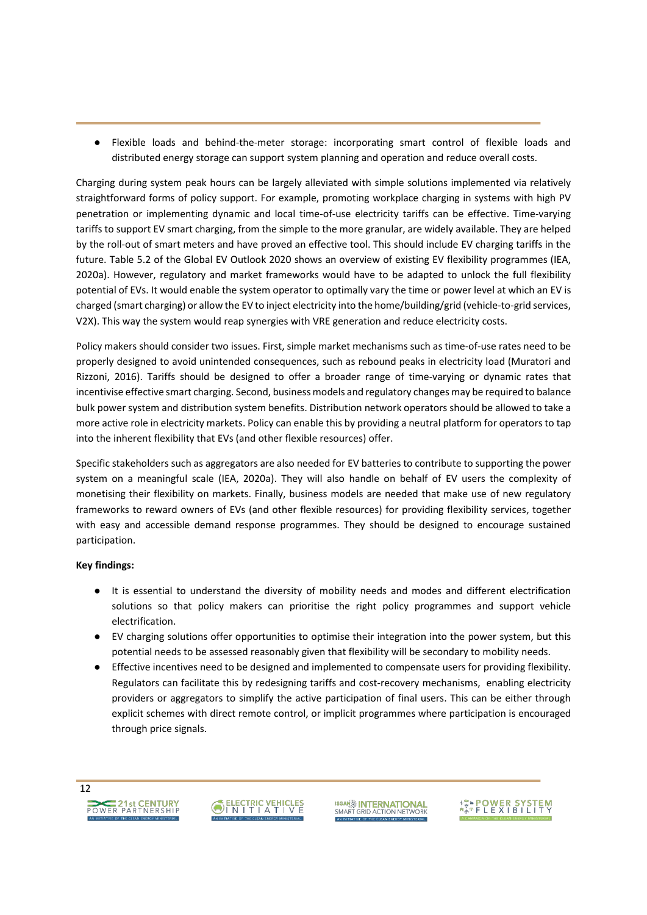- Flexible loads and behind-the-meter storage: incorporating smart control of flexible loads and distributed energy storage can support system planning and operation and reduce overall costs.

Charging during system peak hours can be largely alleviated with simple solutions implemented via relatively straightforward forms of policy support. For example, promoting workplace charging in systems with high PV penetration or implementing dynamic and local time-of-use electricity tariffs can be effective. Time-varying tariffs to support EV smart charging, from the simple to the more granular, are widely available. They are helped by the roll-out of smart meters and have proved an effective tool. This should include EV charging tariffs in the future. Table 5.2 of the Global EV Outlook 2020 shows an overview of existing EV flexibility programmes (IEA, 2020a). However, regulatory and market frameworks would have to be adapted to unlock the full flexibility potential of EVs. It would enable the system operator to optimally vary the time or power level at which an EV is charged (smart charging) or allow the EV to inject electricity into the home/building/grid (vehicle-to-grid services, V2X). This way the system would reap synergies with VRE generation and reduce electricity costs.

Policy makers should consider two issues. First, simple market mechanisms such as time-of-use rates need to be properly designed to avoid unintended consequences, such as rebound peaks in electricity load (Muratori and Rizzoni, 2016). Tariffs should be designed to offer a broader range of time-varying or dynamic rates that incentivise effective smart charging. Second, business models and regulatory changes may be required to balance bulk power system and distribution system benefits. Distribution network operators should be allowed to take a more active role in electricity markets. Policy can enable this by providing a neutral platform for operators to tap into the inherent flexibility that EVs (and other flexible resources) offer.

Specific stakeholders such as aggregators are also needed for EV batteries to contribute to supporting the power system on a meaningful scale (IEA, 2020a). They will also handle on behalf of EV users the complexity of monetising their flexibility on markets. Finally, business models are needed that make use of new regulatory frameworks to reward owners of EVs (and other flexible resources) for providing flexibility services, together with easy and accessible demand response programmes. They should be designed to encourage sustained participation.

**Key findings:**

- It is essential to understand the diversity of mobility needs and modes and different electrification solutions so that policy makers can prioritise the right policy programmes and support vehicle electrification.
- EV charging solutions offer opportunities to optimise their integration into the power system, but this potential needs to be assessed reasonably given that flexibility will be secondary to mobility needs.
- Effective incentives need to be designed and implemented to compensate users for providing flexibility. Regulators can facilitate this by redesigning tariffs and cost-recovery mechanisms, enabling electricity providers or aggregators to simplify the active participation of final users. This can be either through explicit schemes with direct remote control, or implicit programmes where participation is encouraged through price signals.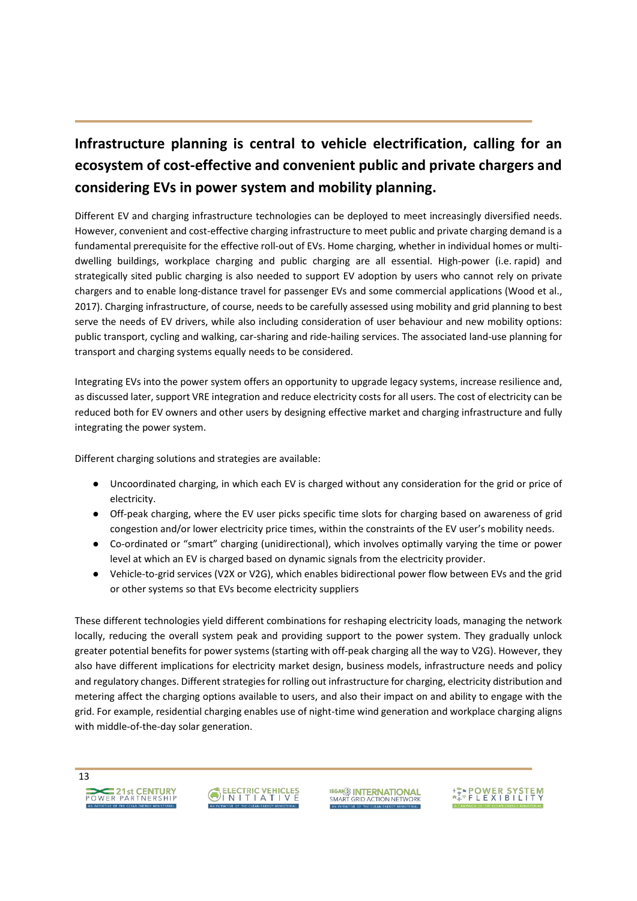## Infrastructure planning is central to vehicle electrification, calling for an ecosystem of cost-effective and convenient public and private chargers and considering EVs in power system and mobility planning.

Different EV and charging infrastructure technologies can be deployed to meet increasingly diversified needs. However, convenient and cost-effective charging infrastructure to meet public and private charging demand is a fundamental prerequisite for the effective roll-out of EVs. Home charging, whether in individual homes or multi-dwelling buildings, workplace charging and public charging are all essential. High-power (i.e. rapid) and strategically sited public charging is also needed to support EV adoption by users who cannot rely on private chargers and to enable long-distance travel for passenger EVs and some commercial applications (Wood et al., 2017). Charging infrastructure, of course, needs to be carefully assessed using mobility and grid planning to best serve the needs of EV drivers, while also including consideration of user behaviour and new mobility options: public transport, cycling and walking, car-sharing and ride-hailing services. The associated land-use planning for transport and charging systems equally needs to be considered.

Integrating EVs into the power system offers an opportunity to upgrade legacy systems, increase resilience and, as discussed later, support VRE integration and reduce electricity costs for all users. The cost of electricity can be reduced both for EV owners and other users by designing effective market and charging infrastructure and fully integrating the power system.

Different charging solutions and strategies are available:

- Uncoordinated charging, in which each EV is charged without any consideration for the grid or price of electricity.
- Off-peak charging, where the EV user picks specific time slots for charging based on awareness of grid congestion and/or lower electricity price times, within the constraints of the EV user's mobility needs.
- Co-ordinated or "smart" charging (unidirectional), which involves optimally varying the time or power level at which an EV is charged based on dynamic signals from the electricity provider.
- Vehicle-to-grid services (V2X or V2G), which enables bidirectional power flow between EVs and the grid or other systems so that EVs become electricity suppliers

These different technologies yield different combinations for reshaping electricity loads, managing the network locally, reducing the overall system peak and providing support to the power system. They gradually unlock greater potential benefits for power systems (starting with off-peak charging all the way to V2G). However, they also have different implications for electricity market design, business models, infrastructure needs and policy and regulatory changes. Different strategies for rolling out infrastructure for charging, electricity distribution and metering affect the charging options available to users, and also their impact on and ability to engage with the grid. For example, residential charging enables use of night-time wind generation and workplace charging aligns with middle-of-the-day solar generation.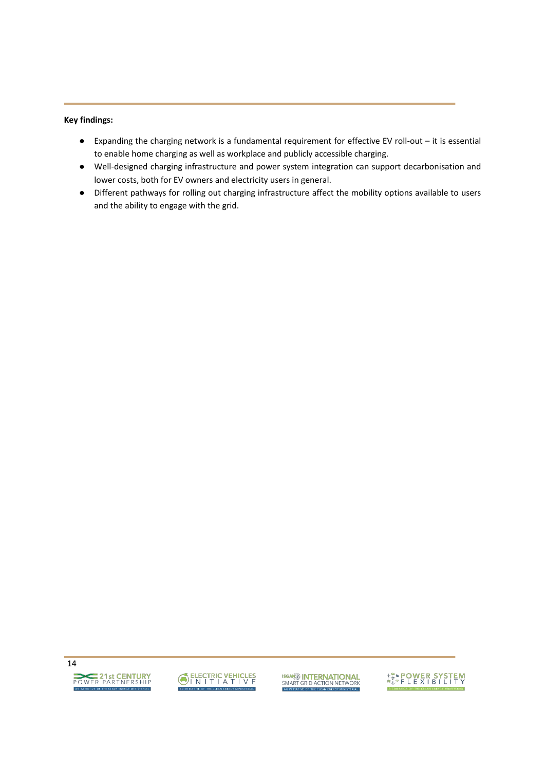**Key findings:**

- Expanding the charging network is a fundamental requirement for effective EV roll-out – it is essential to enable home charging as well as workplace and publicly accessible charging.
- Well-designed charging infrastructure and power system integration can support decarbonisation and lower costs, both for EV owners and electricity users in general.
- Different pathways for rolling out charging infrastructure affect the mobility options available to users and the ability to engage with the grid.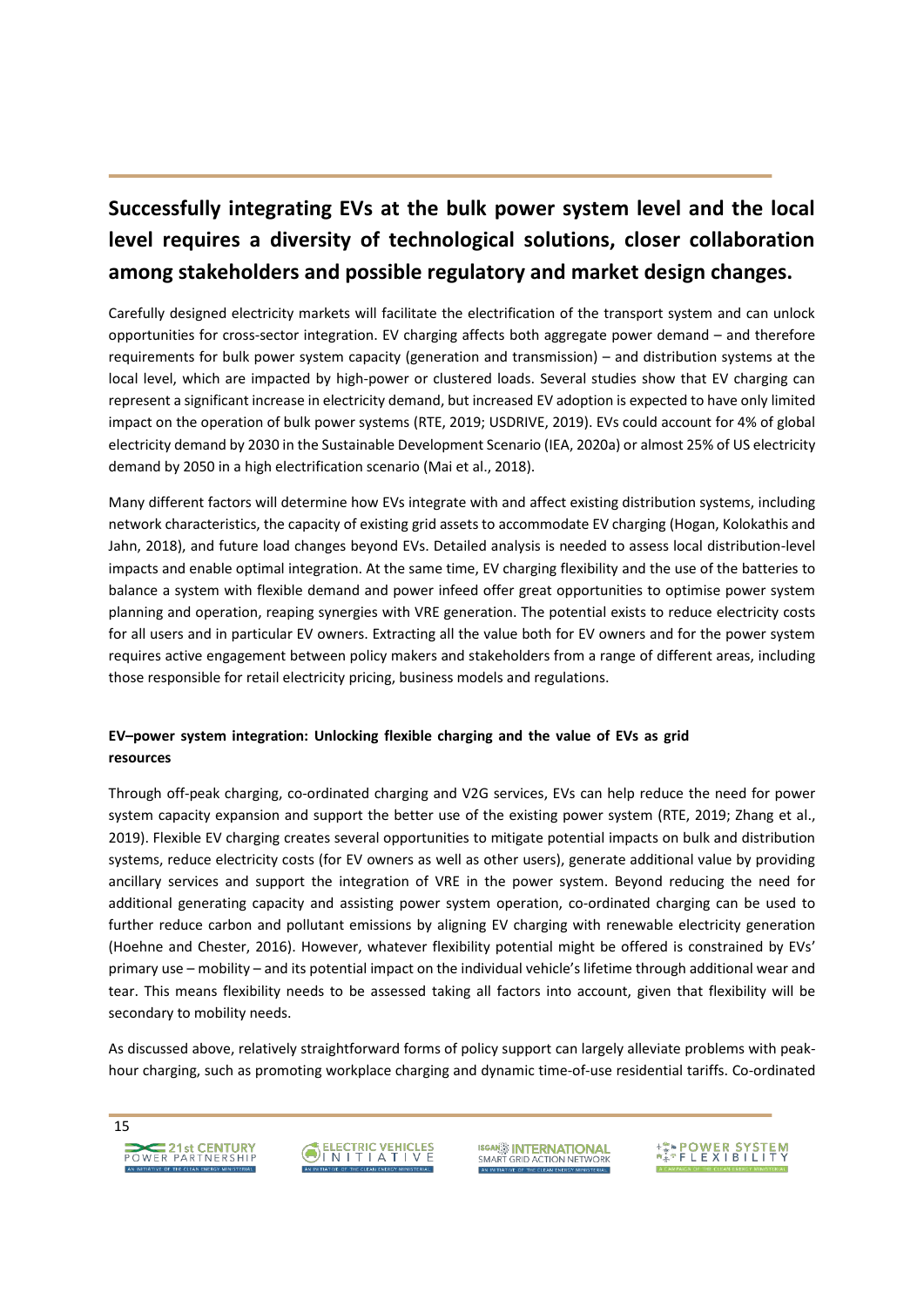## Successfully integrating EVs at the bulk power system level and the local level requires a diversity of technological solutions, closer collaboration among stakeholders and possible regulatory and market design changes.

Carefully designed electricity markets will facilitate the electrification of the transport system and can unlock opportunities for cross-sector integration. EV charging affects both aggregate power demand – and therefore requirements for bulk power system capacity (generation and transmission) – and distribution systems at the local level, which are impacted by high-power or clustered loads. Several studies show that EV charging can represent a significant increase in electricity demand, but increased EV adoption is expected to have only limited impact on the operation of bulk power systems (RTE, 2019; USDRIVE, 2019). EVs could account for 4% of global electricity demand by 2030 in the Sustainable Development Scenario (IEA, 2020a) or almost 25% of US electricity demand by 2050 in a high electrification scenario (Mai et al., 2018).

Many different factors will determine how EVs integrate with and affect existing distribution systems, including network characteristics, the capacity of existing grid assets to accommodate EV charging (Hogan, Kolokathis and Jahn, 2018), and future load changes beyond EVs. Detailed analysis is needed to assess local distribution-level impacts and enable optimal integration. At the same time, EV charging flexibility and the use of the batteries to balance a system with flexible demand and power infeed offer great opportunities to optimise power system planning and operation, reaping synergies with VRE generation. The potential exists to reduce electricity costs for all users and in particular EV owners. Extracting all the value both for EV owners and for the power system requires active engagement between policy makers and stakeholders from a range of different areas, including those responsible for retail electricity pricing, business models and regulations.

**EV–power system integration: Unlocking flexible charging and the value of EVs as grid resources**

Through off-peak charging, co-ordinated charging and V2G services, EVs can help reduce the need for power system capacity expansion and support the better use of the existing power system (RTE, 2019; Zhang et al., 2019). Flexible EV charging creates several opportunities to mitigate potential impacts on bulk and distribution systems, reduce electricity costs (for EV owners as well as other users), generate additional value by providing ancillary services and support the integration of VRE in the power system. Beyond reducing the need for additional generating capacity and assisting power system operation, co-ordinated charging can be used to further reduce carbon and pollutant emissions by aligning EV charging with renewable electricity generation (Hoehne and Chester, 2016). However, whatever flexibility potential might be offered is constrained by EVs' primary use – mobility – and its potential impact on the individual vehicle's lifetime through additional wear and tear. This means flexibility needs to be assessed taking all factors into account, given that flexibility will be secondary to mobility needs.

As discussed above, relatively straightforward forms of policy support can largely alleviate problems with peak-hour charging, such as promoting workplace charging and dynamic time-of-use residential tariffs. Co-ordinated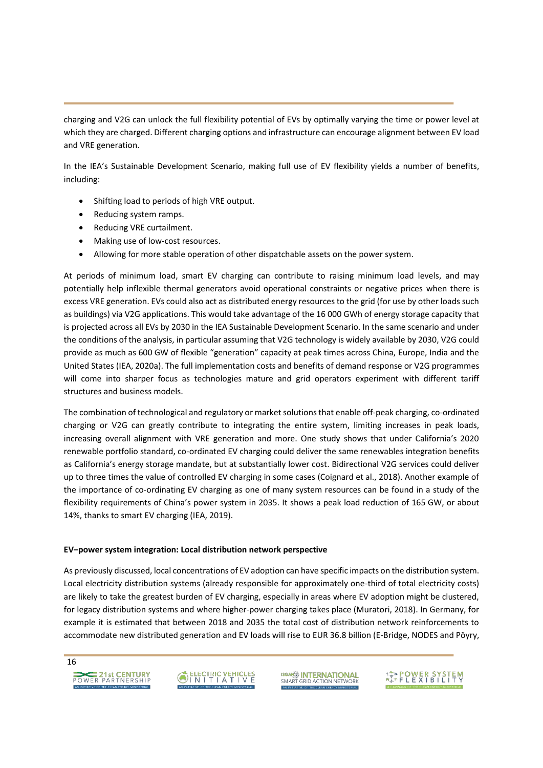charging and V2G can unlock the full flexibility potential of EVs by optimally varying the time or power level at which they are charged. Different charging options and infrastructure can encourage alignment between EV load and VRE generation.

In the IEA's Sustainable Development Scenario, making full use of EV flexibility yields a number of benefits, including:

- Shifting load to periods of high VRE output.
- Reducing system ramps.
- Reducing VRE curtailment.
- Making use of low-cost resources.
- Allowing for more stable operation of other dispatchable assets on the power system.

At periods of minimum load, smart EV charging can contribute to raising minimum load levels, and may potentially help inflexible thermal generators avoid operational constraints or negative prices when there is excess VRE generation. EVs could also act as distributed energy resources to the grid (for use by other loads such as buildings) via V2G applications. This would take advantage of the 16 000 GWh of energy storage capacity that is projected across all EVs by 2030 in the IEA Sustainable Development Scenario. In the same scenario and under the conditions of the analysis, in particular assuming that V2G technology is widely available by 2030, V2G could provide as much as 600 GW of flexible "generation" capacity at peak times across China, Europe, India and the United States (IEA, 2020a). The full implementation costs and benefits of demand response or V2G programmes will come into sharper focus as technologies mature and grid operators experiment with different tariff structures and business models.

The combination of technological and regulatory or market solutions that enable off-peak charging, co-ordinated charging or V2G can greatly contribute to integrating the entire system, limiting increases in peak loads, increasing overall alignment with VRE generation and more. One study shows that under California's 2020 renewable portfolio standard, co-ordinated EV charging could deliver the same renewables integration benefits as California's energy storage mandate, but at substantially lower cost. Bidirectional V2G services could deliver up to three times the value of controlled EV charging in some cases (Coignard et al., 2018). Another example of the importance of co-ordinating EV charging as one of many system resources can be found in a study of the flexibility requirements of China's power system in 2035. It shows a peak load reduction of 165 GW, or about 14%, thanks to smart EV charging (IEA, 2019).

**EV–power system integration: Local distribution network perspective**

As previously discussed, local concentrations of EV adoption can have specific impacts on the distribution system. Local electricity distribution systems (already responsible for approximately one-third of total electricity costs) are likely to take the greatest burden of EV charging, especially in areas where EV adoption might be clustered, for legacy distribution systems and where higher-power charging takes place (Muratori, 2018). In Germany, for example it is estimated that between 2018 and 2035 the total cost of distribution network reinforcements to accommodate new distributed generation and EV loads will rise to EUR 36.8 billion (E-Bridge, NODES and Pöyry,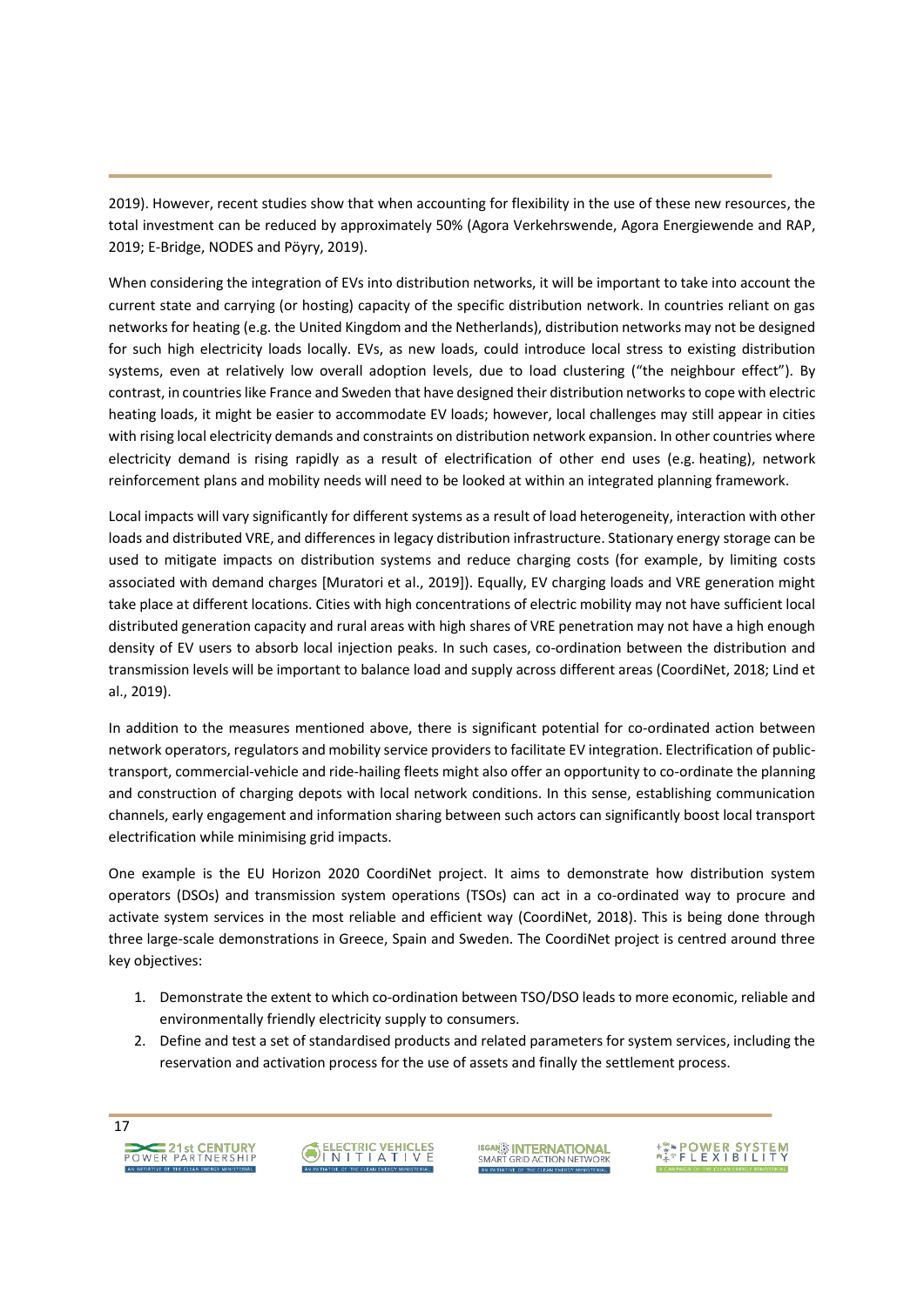2019). However, recent studies show that when accounting for flexibility in the use of these new resources, the total investment can be reduced by approximately 50% (Agora Verkehrswende, Agora Energiewende and RAP, 2019; E-Bridge, NODES and Pöyry, 2019).

When considering the integration of EVs into distribution networks, it will be important to take into account the current state and carrying (or hosting) capacity of the specific distribution network. In countries reliant on gas networks for heating (e.g. the United Kingdom and the Netherlands), distribution networks may not be designed for such high electricity loads locally. EVs, as new loads, could introduce local stress to existing distribution systems, even at relatively low overall adoption levels, due to load clustering ("the neighbour effect"). By contrast, in countries like France and Sweden that have designed their distribution networks to cope with electric heating loads, it might be easier to accommodate EV loads; however, local challenges may still appear in cities with rising local electricity demands and constraints on distribution network expansion. In other countries where electricity demand is rising rapidly as a result of electrification of other end uses (e.g. heating), network reinforcement plans and mobility needs will need to be looked at within an integrated planning framework.

Local impacts will vary significantly for different systems as a result of load heterogeneity, interaction with other loads and distributed VRE, and differences in legacy distribution infrastructure. Stationary energy storage can be used to mitigate impacts on distribution systems and reduce charging costs (for example, by limiting costs associated with demand charges [Muratori et al., 2019]). Equally, EV charging loads and VRE generation might take place at different locations. Cities with high concentrations of electric mobility may not have sufficient local distributed generation capacity and rural areas with high shares of VRE penetration may not have a high enough density of EV users to absorb local injection peaks. In such cases, co-ordination between the distribution and transmission levels will be important to balance load and supply across different areas (CoordiNet, 2018; Lind et al., 2019).

In addition to the measures mentioned above, there is significant potential for co-ordinated action between network operators, regulators and mobility service providers to facilitate EV integration. Electrification of public-transport, commercial-vehicle and ride-hailing fleets might also offer an opportunity to co-ordinate the planning and construction of charging depots with local network conditions. In this sense, establishing communication channels, early engagement and information sharing between such actors can significantly boost local transport electrification while minimising grid impacts.

One example is the EU Horizon 2020 CoordiNet project. It aims to demonstrate how distribution system operators (DSOs) and transmission system operations (TSOs) can act in a co-ordinated way to procure and activate system services in the most reliable and efficient way (CoordiNet, 2018). This is being done through three large-scale demonstrations in Greece, Spain and Sweden. The CoordiNet project is centred around three key objectives:

1. Demonstrate the extent to which co-ordination between TSO/DSO leads to more economic, reliable and environmentally friendly electricity supply to consumers.
2. Define and test a set of standardised products and related parameters for system services, including the reservation and activation process for the use of assets and finally the settlement process.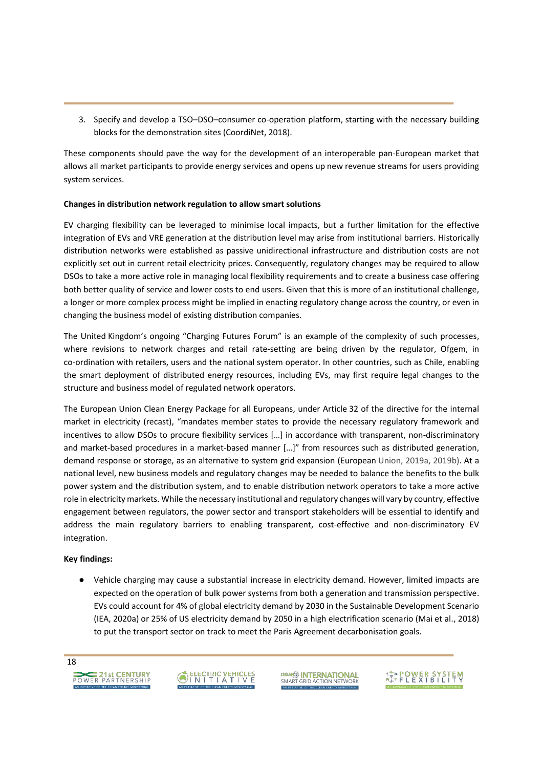3. Specify and develop a TSO–DSO–consumer co-operation platform, starting with the necessary building blocks for the demonstration sites (CoordiNet, 2018).

These components should pave the way for the development of an interoperable pan-European market that allows all market participants to provide energy services and opens up new revenue streams for users providing system services.

**Changes in distribution network regulation to allow smart solutions**

EV charging flexibility can be leveraged to minimise local impacts, but a further limitation for the effective integration of EVs and VRE generation at the distribution level may arise from institutional barriers. Historically distribution networks were established as passive unidirectional infrastructure and distribution costs are not explicitly set out in current retail electricity prices. Consequently, regulatory changes may be required to allow DSOs to take a more active role in managing local flexibility requirements and to create a business case offering both better quality of service and lower costs to end users. Given that this is more of an institutional challenge, a longer or more complex process might be implied in enacting regulatory change across the country, or even in changing the business model of existing distribution companies.

The United Kingdom's ongoing "Charging Futures Forum" is an example of the complexity of such processes, where revisions to network charges and retail rate-setting are being driven by the regulator, Ofgem, in co-ordination with retailers, users and the national system operator. In other countries, such as Chile, enabling the smart deployment of distributed energy resources, including EVs, may first require legal changes to the structure and business model of regulated network operators.

The European Union Clean Energy Package for all Europeans, under Article 32 of the directive for the internal market in electricity (recast), "mandates member states to provide the necessary regulatory framework and incentives to allow DSOs to procure flexibility services […] in accordance with transparent, non-discriminatory and market-based procedures in a market-based manner […]" from resources such as distributed generation, demand response or storage, as an alternative to system grid expansion (European Union, 2019a, 2019b). At a national level, new business models and regulatory changes may be needed to balance the benefits to the bulk power system and the distribution system, and to enable distribution network operators to take a more active role in electricity markets. While the necessary institutional and regulatory changes will vary by country, effective engagement between regulators, the power sector and transport stakeholders will be essential to identify and address the main regulatory barriers to enabling transparent, cost-effective and non-discriminatory EV integration.

**Key findings:**

- Vehicle charging may cause a substantial increase in electricity demand. However, limited impacts are expected on the operation of bulk power systems from both a generation and transmission perspective. EVs could account for 4% of global electricity demand by 2030 in the Sustainable Development Scenario (IEA, 2020a) or 25% of US electricity demand by 2050 in a high electrification scenario (Mai et al., 2018) to put the transport sector on track to meet the Paris Agreement decarbonisation goals.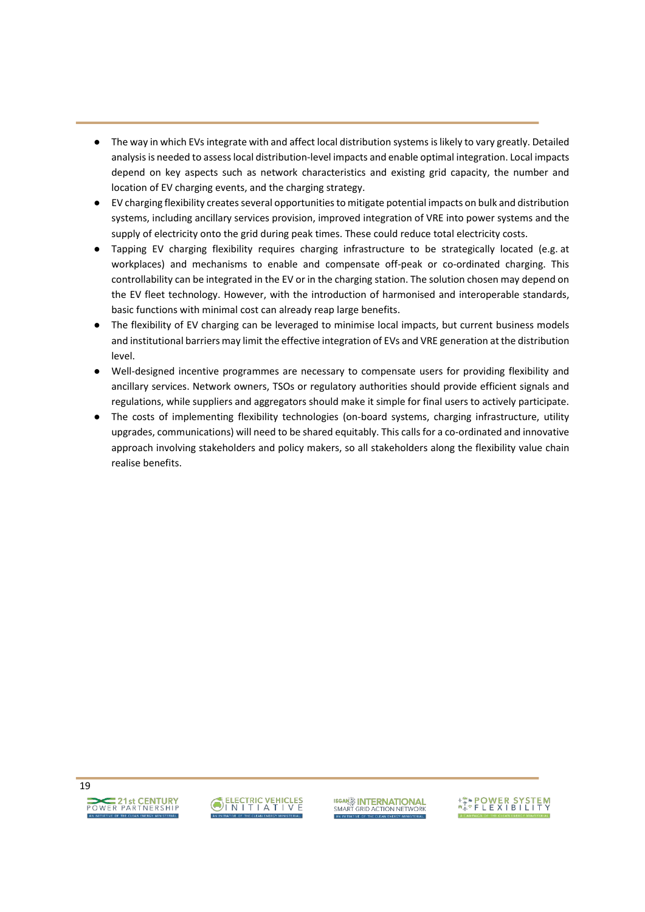- The way in which EVs integrate with and affect local distribution systems is likely to vary greatly. Detailed analysis is needed to assess local distribution-level impacts and enable optimal integration. Local impacts depend on key aspects such as network characteristics and existing grid capacity, the number and location of EV charging events, and the charging strategy.
- EV charging flexibility creates several opportunities to mitigate potential impacts on bulk and distribution systems, including ancillary services provision, improved integration of VRE into power systems and the supply of electricity onto the grid during peak times. These could reduce total electricity costs.
- Tapping EV charging flexibility requires charging infrastructure to be strategically located (e.g. at workplaces) and mechanisms to enable and compensate off-peak or co-ordinated charging. This controllability can be integrated in the EV or in the charging station. The solution chosen may depend on the EV fleet technology. However, with the introduction of harmonised and interoperable standards, basic functions with minimal cost can already reap large benefits.
- The flexibility of EV charging can be leveraged to minimise local impacts, but current business models and institutional barriers may limit the effective integration of EVs and VRE generation at the distribution level.
- Well-designed incentive programmes are necessary to compensate users for providing flexibility and ancillary services. Network owners, TSOs or regulatory authorities should provide efficient signals and regulations, while suppliers and aggregators should make it simple for final users to actively participate.
- The costs of implementing flexibility technologies (on-board systems, charging infrastructure, utility upgrades, communications) will need to be shared equitably. This calls for a co-ordinated and innovative approach involving stakeholders and policy makers, so all stakeholders along the flexibility value chain realise benefits.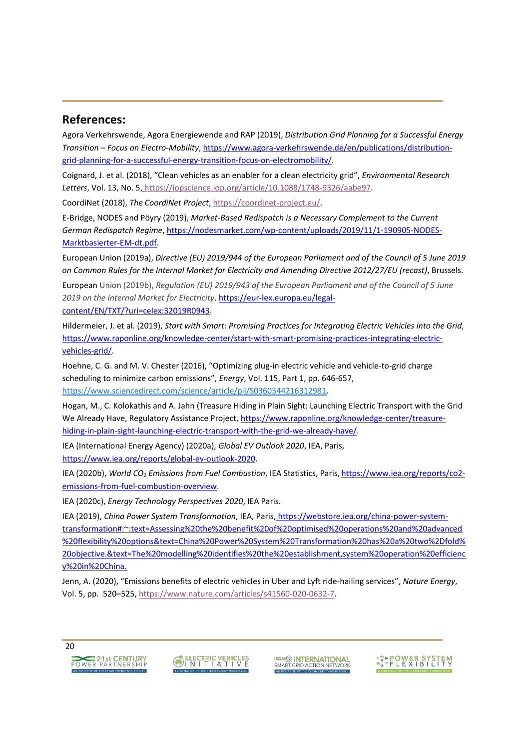## References:

Agora Verkehrswende, Agora Energiewende and RAP (2019), *Distribution Grid Planning for a Successful Energy Transition – Focus on Electro-Mobility*, https://www.agora-verkehrswende.de/en/publications/distribution-grid-planning-for-a-successful-energy-transition-focus-on-electromobility/.

Coignard, J. et al. (2018), "Clean vehicles as an enabler for a clean electricity grid", *Environmental Research Letters*, Vol. 13, No. 5, https://iopscience.iop.org/article/10.1088/1748-9326/aabe97.

CoordiNet (2018), *The CoordiNet Project*, https://coordinet-project.eu/.

E-Bridge, NODES and Pöyry (2019), *Market-Based Redispatch is a Necessary Complement to the Current German Redispatch Regime*, https://nodesmarket.com/wp-content/uploads/2019/11/1-190905-NODES-Marktbasierter-EM-dt.pdf.

European Union (2019a), *Directive (EU) 2019/944 of the European Parliament and of the Council of 5 June 2019 on Common Rules for the Internal Market for Electricity and Amending Directive 2012/27/EU (recast)*, Brussels.

European Union (2019b), *Regulation (EU) 2019/943 of the European Parliament and of the Council of 5 June 2019 on the Internal Market for Electricity*, https://eur-lex.europa.eu/legal-content/EN/TXT/?uri=celex:32019R0943.

Hildermeier, J. et al. (2019), *Start with Smart: Promising Practices for Integrating Electric Vehicles into the Grid*, https://www.raponline.org/knowledge-center/start-with-smart-promising-practices-integrating-electric-vehicles-grid/.

Hoehne, C. G. and M. V. Chester (2016), "Optimizing plug-in electric vehicle and vehicle-to-grid charge scheduling to minimize carbon emissions", *Energy*, Vol. 115, Part 1, pp. 646-657, https://www.sciencedirect.com/science/article/pii/S0360544216312981.

Hogan, M., C. Kolokathis and A. Jahn (Treasure Hiding in Plain Sight: Launching Electric Transport with the Grid We Already Have, Regulatory Assistance Project, https://www.raponline.org/knowledge-center/treasure-hiding-in-plain-sight-launching-electric-transport-with-the-grid-we-already-have/.

IEA (International Energy Agency) (2020a), *Global EV Outlook 2020*, IEA, Paris, https://www.iea.org/reports/global-ev-outlook-2020.

IEA (2020b), *World $CO_2$ Emissions from Fuel Combustion*, IEA Statistics, Paris, https://www.iea.org/reports/co2-emissions-from-fuel-combustion-overview.

IEA (2020c), *Energy Technology Perspectives 2020*, IEA Paris.

IEA (2019), *China Power System Transformation*, IEA, Paris, https://webstore.iea.org/china-power-system-transformation#:~:text=Assessing%20the%20benefit%20of%20optimised%20operations%20and%20advanced%20flexibility%20options&text=China%20Power%20System%20Transformation%20has%20a%20two%2Dfold%20objective.&text=The%20modelling%20identifies%20the%20establishment,system%20operation%20efficiency%20in%20China.

Jenn, A. (2020), "Emissions benefits of electric vehicles in Uber and Lyft ride-hailing services", *Nature Energy*, Vol. 5, pp. 520–525, https://www.nature.com/articles/s41560-020-0632-7.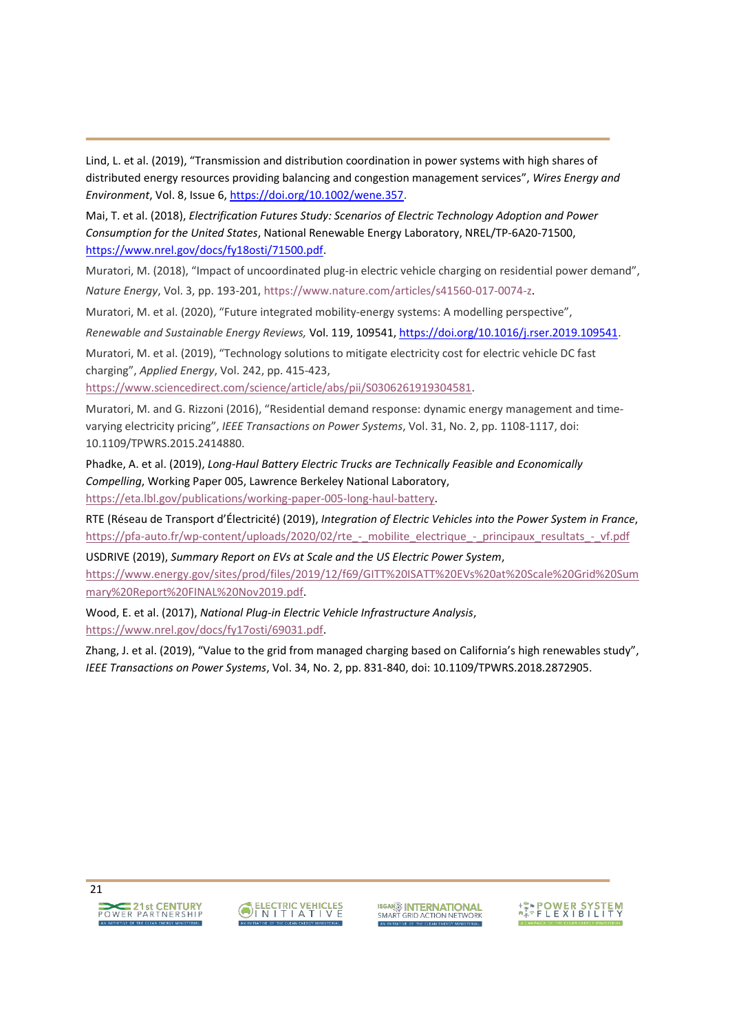Lind, L. et al. (2019), "Transmission and distribution coordination in power systems with high shares of distributed energy resources providing balancing and congestion management services", *Wires Energy and Environment*, Vol. 8, Issue 6, https://doi.org/10.1002/wene.357.

Mai, T. et al. (2018), *Electrification Futures Study: Scenarios of Electric Technology Adoption and Power Consumption for the United States*, National Renewable Energy Laboratory, NREL/TP-6A20-71500, https://www.nrel.gov/docs/fy18osti/71500.pdf.

Muratori, M. (2018), "Impact of uncoordinated plug-in electric vehicle charging on residential power demand", *Nature Energy*, Vol. 3, pp. 193-201, https://www.nature.com/articles/s41560-017-0074-z.

Muratori, M. et al. (2020), "Future integrated mobility-energy systems: A modelling perspective", *Renewable and Sustainable Energy Reviews,* Vol. 119, 109541, https://doi.org/10.1016/j.rser.2019.109541.

Muratori, M. et al. (2019), "Technology solutions to mitigate electricity cost for electric vehicle DC fast charging", *Applied Energy*, Vol. 242, pp. 415-423, https://www.sciencedirect.com/science/article/abs/pii/S0306261919304581.

Muratori, M. and G. Rizzoni (2016), "Residential demand response: dynamic energy management and time-varying electricity pricing", *IEEE Transactions on Power Systems*, Vol. 31, No. 2, pp. 1108-1117, doi: 10.1109/TPWRS.2015.2414880.

Phadke, A. et al. (2019), *Long-Haul Battery Electric Trucks are Technically Feasible and Economically Compelling*, Working Paper 005, Lawrence Berkeley National Laboratory, https://eta.lbl.gov/publications/working-paper-005-long-haul-battery.

RTE (Réseau de Transport d'Électricité) (2019), *Integration of Electric Vehicles into the Power System in France*, https://pfa-auto.fr/wp-content/uploads/2020/02/rte_-_mobilite_electrique_-_principaux_resultats_-_vf.pdf

USDRIVE (2019), *Summary Report on EVs at Scale and the US Electric Power System*, https://www.energy.gov/sites/prod/files/2019/12/f69/GITT%20ISATT%20EVs%20at%20Scale%20Grid%20Summary%20Report%20FINAL%20Nov2019.pdf.

Wood, E. et al. (2017), *National Plug-in Electric Vehicle Infrastructure Analysis*, https://www.nrel.gov/docs/fy17osti/69031.pdf.

Zhang, J. et al. (2019), "Value to the grid from managed charging based on California's high renewables study", *IEEE Transactions on Power Systems*, Vol. 34, No. 2, pp. 831-840, doi: 10.1109/TPWRS.2018.2872905.